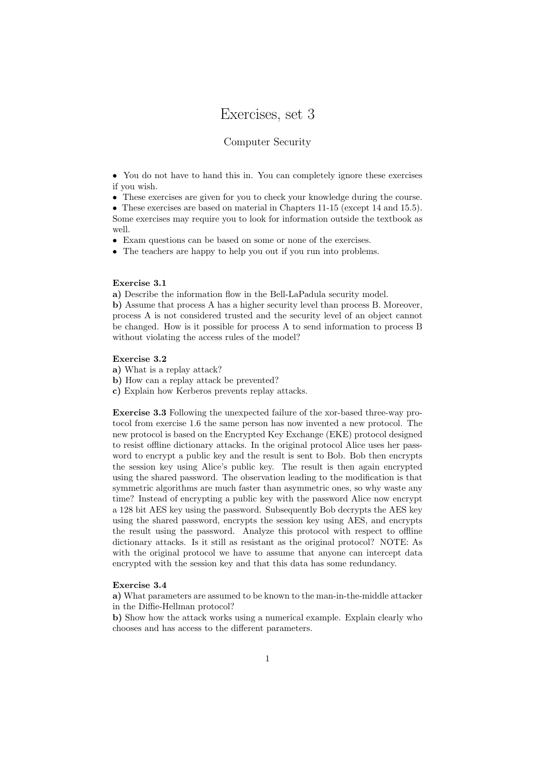# Exercises, set 3

## Computer Security

- You do not have to hand this in. You can completely ignore these exercises if you wish.
- These exercises are given for you to check your knowledge during the course.
- These exercises are based on material in Chapters 11-15 (except 14 and 15.5). Some exercises may require you to look for information outside the textbook as well.
- Exam questions can be based on some or none of the exercises.
- The teachers are happy to help you out if you run into problems.

**Exercise 3.1**

**a)** Describe the information flow in the Bell-LaPadula security model.

**b)** Assume that process A has a higher security level than process B. Moreover, process A is not considered trusted and the security level of an object cannot be changed. How is it possible for process A to send information to process B without violating the access rules of the model?

**Exercise 3.2**

**a)** What is a replay attack?

**b)** How can a replay attack be prevented?

**c)** Explain how Kerberos prevents replay attacks.

**Exercise 3.3** Following the unexpected failure of the xor-based three-way protocol from exercise 1.6 the same person has now invented a new protocol. The new protocol is based on the Encrypted Key Exchange (EKE) protocol designed to resist offline dictionary attacks. In the original protocol Alice uses her password to encrypt a public key and the result is sent to Bob. Bob then encrypts the session key using Alice's public key. The result is then again encrypted using the shared password. The observation leading to the modification is that symmetric algorithms are much faster than asymmetric ones, so why waste any time? Instead of encrypting a public key with the password Alice now encrypt a 128 bit AES key using the password. Subsequently Bob decrypts the AES key using the shared password, encrypts the session key using AES, and encrypts the result using the password. Analyze this protocol with respect to offline dictionary attacks. Is it still as resistant as the original protocol? NOTE: As with the original protocol we have to assume that anyone can intercept data encrypted with the session key and that this data has some redundancy.

**Exercise 3.4**

**a)** What parameters are assumed to be known to the man-in-the-middle attacker in the Diffie-Hellman protocol?

**b)** Show how the attack works using a numerical example. Explain clearly who chooses and has access to the different parameters.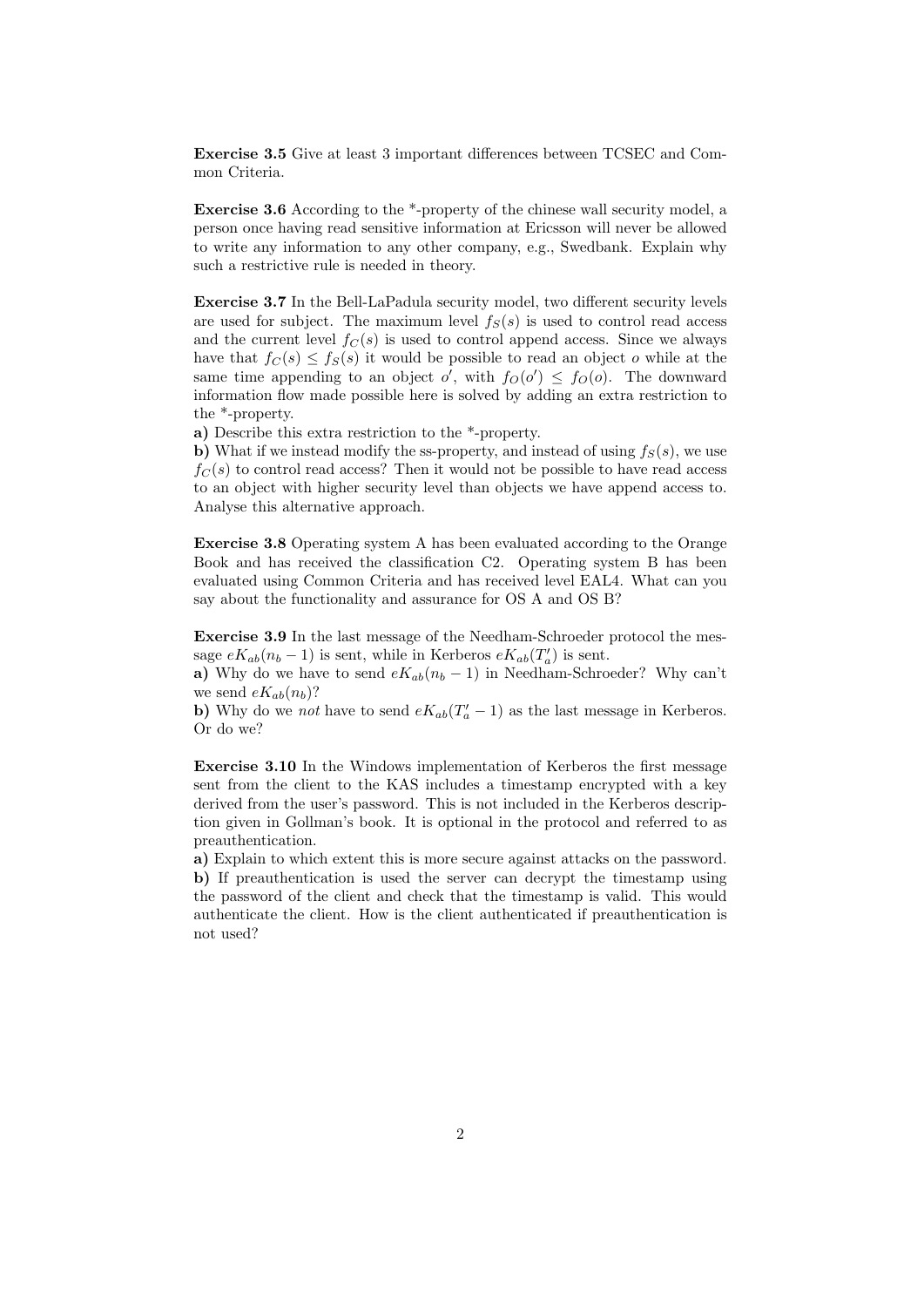**Exercise 3.5** Give at least 3 important differences between TCSEC and Common Criteria.

**Exercise 3.6** According to the *-property of the chinese wall security model, a person once having read sensitive information at Ericsson will never be allowed to write any information to any other company, e.g., Swedbank. Explain why such a restrictive rule is needed in theory.

**Exercise 3.7** In the Bell-LaPadula security model, two different security levels are used for subject. The maximum level $f_S(s)$ is used to control read access and the current level $f_C(s)$ is used to control append access. Since we always have that $f_C(s) \leq f_S(s)$ it would be possible to read an object $o$ while at the same time appending to an object $o'$, with $f_O(o') \leq f_O(o)$. The downward information flow made possible here is solved by adding an extra restriction to the *-property.

**a)** Describe this extra restriction to the *-property.

**b)** What if we instead modify the ss-property, and instead of using $f_S(s)$, we use $f_C(s)$ to control read access? Then it would not be possible to have read access to an object with higher security level than objects we have append access to. Analyse this alternative approach.

**Exercise 3.8** Operating system A has been evaluated according to the Orange Book and has received the classification C2. Operating system B has been evaluated using Common Criteria and has received level EAL4. What can you say about the functionality and assurance for OS A and OS B?

**Exercise 3.9** In the last message of the Needham-Schroeder protocol the message $eK_{ab}(n_b - 1)$ is sent, while in Kerberos $eK_{ab}(T'_a)$ is sent.

**a)** Why do we have to send $eK_{ab}(n_b - 1)$ in Needham-Schroeder? Why can't we send $eK_{ab}(n_b)$?

**b)** Why do we *not* have to send $eK_{ab}(T'_a - 1)$ as the last message in Kerberos. Or do we?

**Exercise 3.10** In the Windows implementation of Kerberos the first message sent from the client to the KAS includes a timestamp encrypted with a key derived from the user's password. This is not included in the Kerberos description given in Gollman's book. It is optional in the protocol and referred to as preauthentication.

**a)** Explain to which extent this is more secure against attacks on the password.

**b)** If preauthentication is used the server can decrypt the timestamp using the password of the client and check that the timestamp is valid. This would authenticate the client. How is the client authenticated if preauthentication is not used?